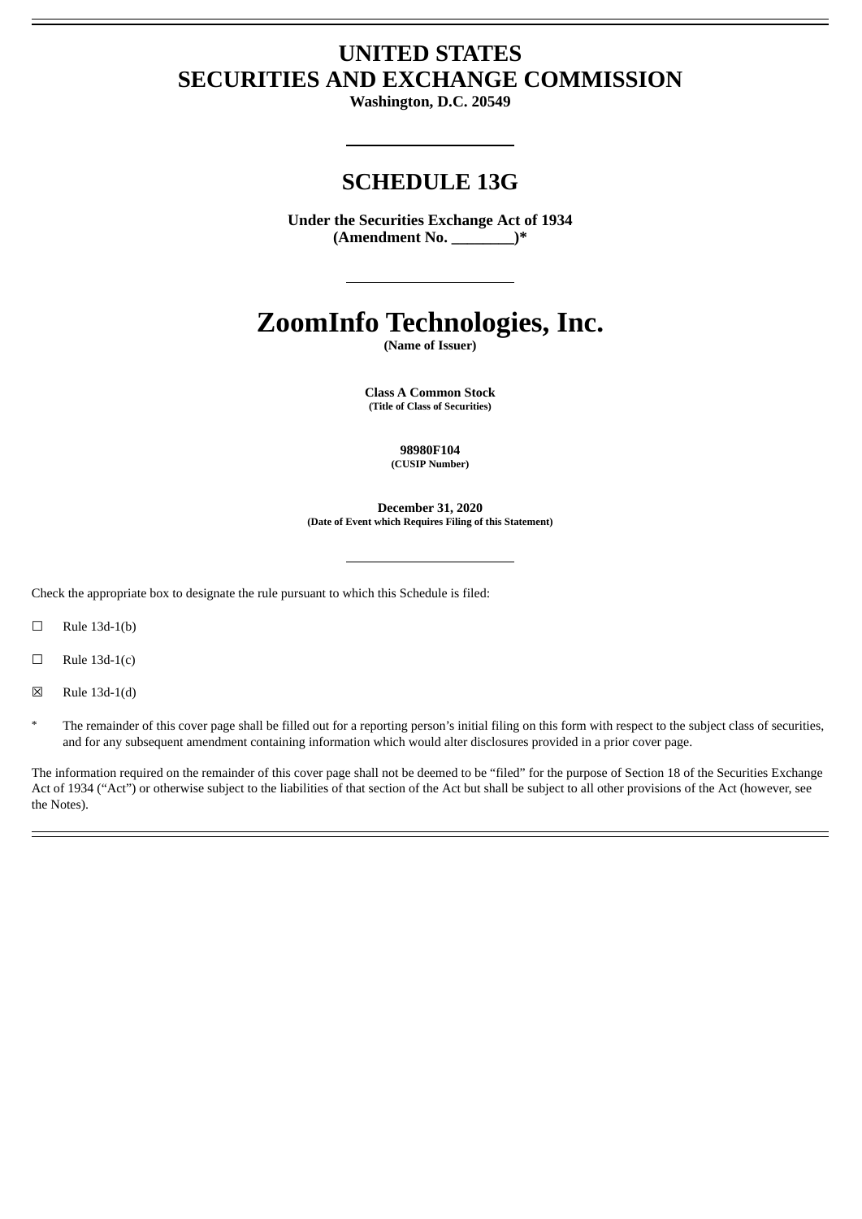# UNITED STATES
# SECURITIES AND EXCHANGE COMMISSION

**Washington, D.C. 20549**

---

## SCHEDULE 13G

**Under the Securities Exchange Act of 1934**
**(Amendment No. ________)***

---

# ZoomInfo Technologies, Inc.

**(Name of Issuer)**

**Class A Common Stock**
**(Title of Class of Securities)**

**98980F104**
**(CUSIP Number)**

**December 31, 2020**
**(Date of Event which Requires Filing of this Statement)**

---

Check the appropriate box to designate the rule pursuant to which this Schedule is filed:

☐ Rule 13d-1(b)

☐ Rule 13d-1(c)

☒ Rule 13d-1(d)

\* The remainder of this cover page shall be filled out for a reporting person's initial filing on this form with respect to the subject class of securities, and for any subsequent amendment containing information which would alter disclosures provided in a prior cover page.

The information required on the remainder of this cover page shall not be deemed to be "filed" for the purpose of Section 18 of the Securities Exchange Act of 1934 ("Act") or otherwise subject to the liabilities of that section of the Act but shall be subject to all other provisions of the Act (however, see the Notes).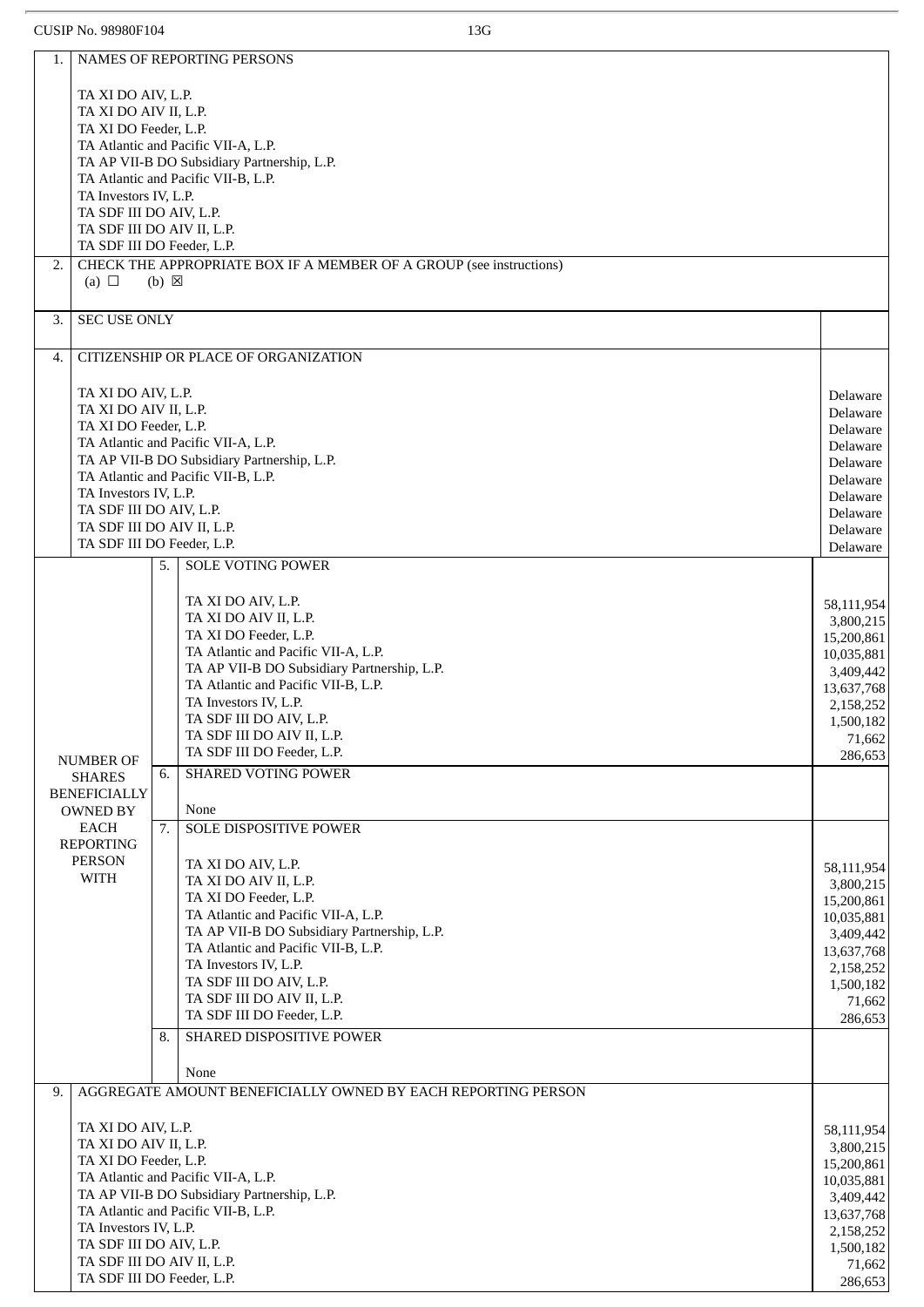CUSIP No. 98980F104 13G

| | | | |
|---|---|---|---|
| 1. | NAMES OF REPORTING PERSONS<br><br>TA XI DO AIV, L.P.<br>TA XI DO AIV II, L.P.<br>TA XI DO Feeder, L.P.<br>TA Atlantic and Pacific VII-A, L.P.<br>TA AP VII-B DO Subsidiary Partnership, L.P.<br>TA Atlantic and Pacific VII-B, L.P.<br>TA Investors IV, L.P.<br>TA SDF III DO AIV, L.P.<br>TA SDF III DO AIV II, L.P.<br>TA SDF III DO Feeder, L.P. | | |
| 2. | CHECK THE APPROPRIATE BOX IF A MEMBER OF A GROUP (see instructions)<br>(a) ☐ (b) ☒ | | |
| 3. | SEC USE ONLY | | |
| 4. | CITIZENSHIP OR PLACE OF ORGANIZATION<br><br>TA XI DO AIV, L.P.<br>TA XI DO AIV II, L.P.<br>TA XI DO Feeder, L.P.<br>TA Atlantic and Pacific VII-A, L.P.<br>TA AP VII-B DO Subsidiary Partnership, L.P.<br>TA Atlantic and Pacific VII-B, L.P.<br>TA Investors IV, L.P.<br>TA SDF III DO AIV, L.P.<br>TA SDF III DO AIV II, L.P.<br>TA SDF III DO Feeder, L.P. | | Delaware<br>Delaware<br>Delaware<br>Delaware<br>Delaware<br>Delaware<br>Delaware<br>Delaware<br>Delaware<br>Delaware |
| NUMBER OF SHARES BENEFICIALLY OWNED BY EACH REPORTING PERSON WITH | 5. | SOLE VOTING POWER<br><br>TA XI DO AIV, L.P.<br>TA XI DO AIV II, L.P.<br>TA XI DO Feeder, L.P.<br>TA Atlantic and Pacific VII-A, L.P.<br>TA AP VII-B DO Subsidiary Partnership, L.P.<br>TA Atlantic and Pacific VII-B, L.P.<br>TA Investors IV, L.P.<br>TA SDF III DO AIV, L.P.<br>TA SDF III DO AIV II, L.P.<br>TA SDF III DO Feeder, L.P. | 58,111,954<br>3,800,215<br>15,200,861<br>10,035,881<br>3,409,442<br>13,637,768<br>2,158,252<br>1,500,182<br>71,662<br>286,653 |
| | 6. | SHARED VOTING POWER<br><br>None | |
| | 7. | SOLE DISPOSITIVE POWER<br><br>TA XI DO AIV, L.P.<br>TA XI DO AIV II, L.P.<br>TA XI DO Feeder, L.P.<br>TA Atlantic and Pacific VII-A, L.P.<br>TA AP VII-B DO Subsidiary Partnership, L.P.<br>TA Atlantic and Pacific VII-B, L.P.<br>TA Investors IV, L.P.<br>TA SDF III DO AIV, L.P.<br>TA SDF III DO AIV II, L.P.<br>TA SDF III DO Feeder, L.P. | 58,111,954<br>3,800,215<br>15,200,861<br>10,035,881<br>3,409,442<br>13,637,768<br>2,158,252<br>1,500,182<br>71,662<br>286,653 |
| | 8. | SHARED DISPOSITIVE POWER<br><br>None | |
| 9. | AGGREGATE AMOUNT BENEFICIALLY OWNED BY EACH REPORTING PERSON<br><br>TA XI DO AIV, L.P.<br>TA XI DO AIV II, L.P.<br>TA XI DO Feeder, L.P.<br>TA Atlantic and Pacific VII-A, L.P.<br>TA AP VII-B DO Subsidiary Partnership, L.P.<br>TA Atlantic and Pacific VII-B, L.P.<br>TA Investors IV, L.P.<br>TA SDF III DO AIV, L.P.<br>TA SDF III DO AIV II, L.P.<br>TA SDF III DO Feeder, L.P. | | 58,111,954<br>3,800,215<br>15,200,861<br>10,035,881<br>3,409,442<br>13,637,768<br>2,158,252<br>1,500,182<br>71,662<br>286,653 |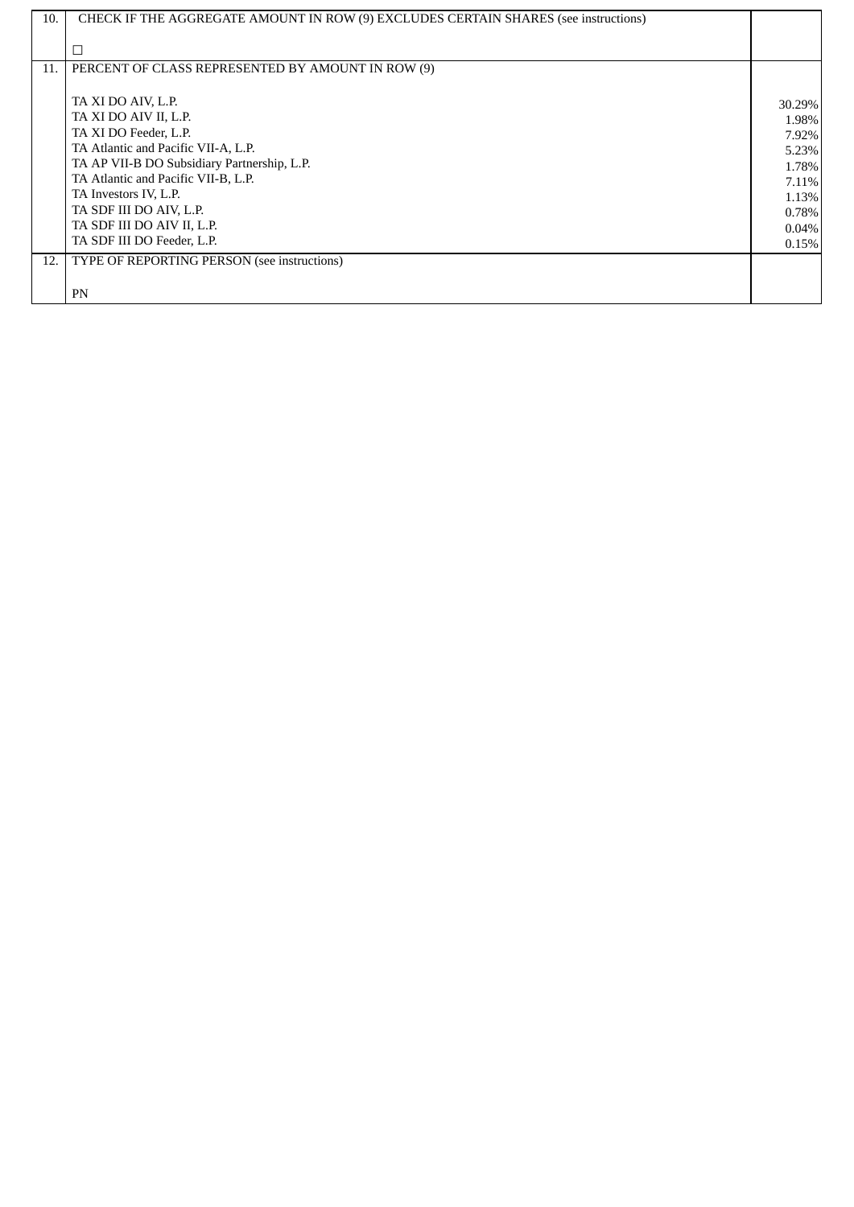| 10. | CHECK IF THE AGGREGATE AMOUNT IN ROW (9) EXCLUDES CERTAIN SHARES (see instructions)<br><br>☐ | |
|---|---|---|
| 11. | PERCENT OF CLASS REPRESENTED BY AMOUNT IN ROW (9)<br><br>TA XI DO AIV, L.P.<br>TA XI DO AIV II, L.P.<br>TA XI DO Feeder, L.P.<br>TA Atlantic and Pacific VII-A, L.P.<br>TA AP VII-B DO Subsidiary Partnership, L.P.<br>TA Atlantic and Pacific VII-B, L.P.<br>TA Investors IV, L.P.<br>TA SDF III DO AIV, L.P.<br>TA SDF III DO AIV II, L.P.<br>TA SDF III DO Feeder, L.P. | <br><br>30.29%<br>1.98%<br>7.92%<br>5.23%<br>1.78%<br>7.11%<br>1.13%<br>0.78%<br>0.04%<br>0.15% |
| 12. | TYPE OF REPORTING PERSON (see instructions)<br><br>PN | |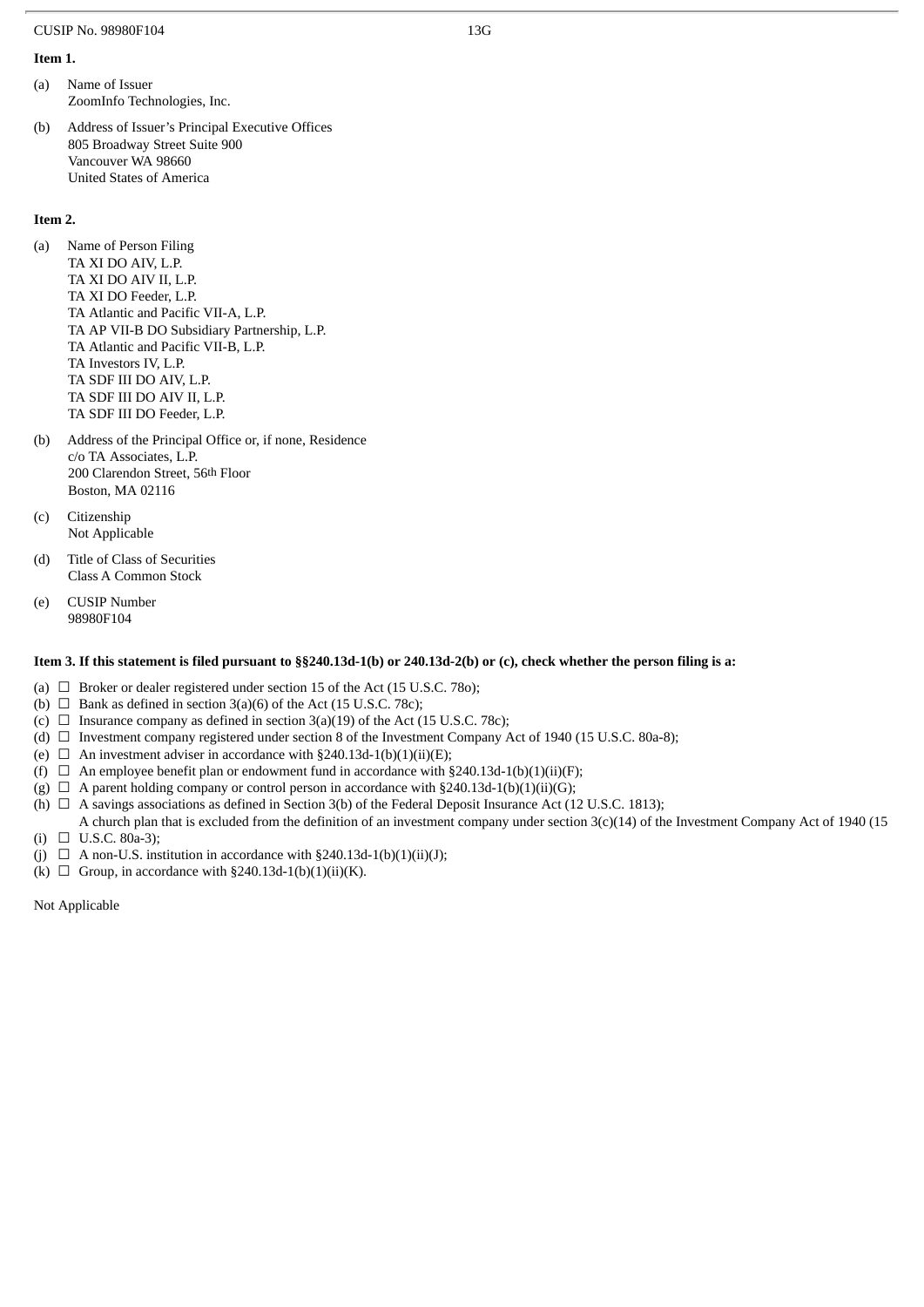**Item 1.**

(a) Name of Issuer
ZoomInfo Technologies, Inc.

(b) Address of Issuer's Principal Executive Offices
805 Broadway Street Suite 900
Vancouver WA 98660
United States of America

**Item 2.**

(a) Name of Person Filing
TA XI DO AIV, L.P.
TA XI DO AIV II, L.P.
TA XI DO Feeder, L.P.
TA Atlantic and Pacific VII-A, L.P.
TA AP VII-B DO Subsidiary Partnership, L.P.
TA Atlantic and Pacific VII-B, L.P.
TA Investors IV, L.P.
TA SDF III DO AIV, L.P.
TA SDF III DO AIV II, L.P.
TA SDF III DO Feeder, L.P.

(b) Address of the Principal Office or, if none, Residence
c/o TA Associates, L.P.
200 Clarendon Street, 56th Floor
Boston, MA 02116

(c) Citizenship
Not Applicable

(d) Title of Class of Securities
Class A Common Stock

(e) CUSIP Number
98980F104

**Item 3. If this statement is filed pursuant to §§240.13d-1(b) or 240.13d-2(b) or (c), check whether the person filing is a:**

(a) ☐ Broker or dealer registered under section 15 of the Act (15 U.S.C. 78o);
(b) ☐ Bank as defined in section 3(a)(6) of the Act (15 U.S.C. 78c);
(c) ☐ Insurance company as defined in section 3(a)(19) of the Act (15 U.S.C. 78c);
(d) ☐ Investment company registered under section 8 of the Investment Company Act of 1940 (15 U.S.C. 80a-8);
(e) ☐ An investment adviser in accordance with §240.13d-1(b)(1)(ii)(E);
(f) ☐ An employee benefit plan or endowment fund in accordance with §240.13d-1(b)(1)(ii)(F);
(g) ☐ A parent holding company or control person in accordance with §240.13d-1(b)(1)(ii)(G);
(h) ☐ A savings associations as defined in Section 3(b) of the Federal Deposit Insurance Act (12 U.S.C. 1813);
(i) ☐ A church plan that is excluded from the definition of an investment company under section 3(c)(14) of the Investment Company Act of 1940 (15 U.S.C. 80a-3);
(j) ☐ A non-U.S. institution in accordance with §240.13d-1(b)(1)(ii)(J);
(k) ☐ Group, in accordance with §240.13d-1(b)(1)(ii)(K).

Not Applicable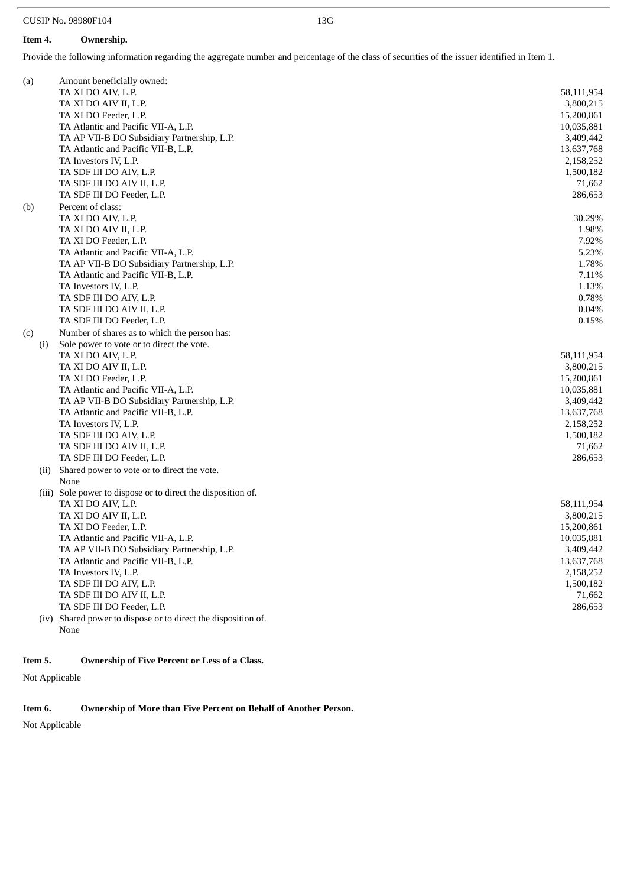CUSIP No. 98980F104 13G

**Item 4. Ownership.**

Provide the following information regarding the aggregate number and percentage of the class of securities of the issuer identified in Item 1.

(a) Amount beneficially owned:

| | |
|---|---:|
| TA XI DO AIV, L.P. | 58,111,954 |
| TA XI DO AIV II, L.P. | 3,800,215 |
| TA XI DO Feeder, L.P. | 15,200,861 |
| TA Atlantic and Pacific VII-A, L.P. | 10,035,881 |
| TA AP VII-B DO Subsidiary Partnership, L.P. | 3,409,442 |
| TA Atlantic and Pacific VII-B, L.P. | 13,637,768 |
| TA Investors IV, L.P. | 2,158,252 |
| TA SDF III DO AIV, L.P. | 1,500,182 |
| TA SDF III DO AIV II, L.P. | 71,662 |
| TA SDF III DO Feeder, L.P. | 286,653 |

(b) Percent of class:

| | |
|---|---:|
| TA XI DO AIV, L.P. | 30.29% |
| TA XI DO AIV II, L.P. | 1.98% |
| TA XI DO Feeder, L.P. | 7.92% |
| TA Atlantic and Pacific VII-A, L.P. | 5.23% |
| TA AP VII-B DO Subsidiary Partnership, L.P. | 1.78% |
| TA Atlantic and Pacific VII-B, L.P. | 7.11% |
| TA Investors IV, L.P. | 1.13% |
| TA SDF III DO AIV, L.P. | 0.78% |
| TA SDF III DO AIV II, L.P. | 0.04% |
| TA SDF III DO Feeder, L.P. | 0.15% |

(c) Number of shares as to which the person has:

(i) Sole power to vote or to direct the vote.

| | |
|---|---:|
| TA XI DO AIV, L.P. | 58,111,954 |
| TA XI DO AIV II, L.P. | 3,800,215 |
| TA XI DO Feeder, L.P. | 15,200,861 |
| TA Atlantic and Pacific VII-A, L.P. | 10,035,881 |
| TA AP VII-B DO Subsidiary Partnership, L.P. | 3,409,442 |
| TA Atlantic and Pacific VII-B, L.P. | 13,637,768 |
| TA Investors IV, L.P. | 2,158,252 |
| TA SDF III DO AIV, L.P. | 1,500,182 |
| TA SDF III DO AIV II, L.P. | 71,662 |
| TA SDF III DO Feeder, L.P. | 286,653 |

(ii) Shared power to vote or to direct the vote.

None

(iii) Sole power to dispose or to direct the disposition of.

| | |
|---|---:|
| TA XI DO AIV, L.P. | 58,111,954 |
| TA XI DO AIV II, L.P. | 3,800,215 |
| TA XI DO Feeder, L.P. | 15,200,861 |
| TA Atlantic and Pacific VII-A, L.P. | 10,035,881 |
| TA AP VII-B DO Subsidiary Partnership, L.P. | 3,409,442 |
| TA Atlantic and Pacific VII-B, L.P. | 13,637,768 |
| TA Investors IV, L.P. | 2,158,252 |
| TA SDF III DO AIV, L.P. | 1,500,182 |
| TA SDF III DO AIV II, L.P. | 71,662 |
| TA SDF III DO Feeder, L.P. | 286,653 |

(iv) Shared power to dispose or to direct the disposition of.

None

**Item 5. Ownership of Five Percent or Less of a Class.**

Not Applicable

**Item 6. Ownership of More than Five Percent on Behalf of Another Person.**

Not Applicable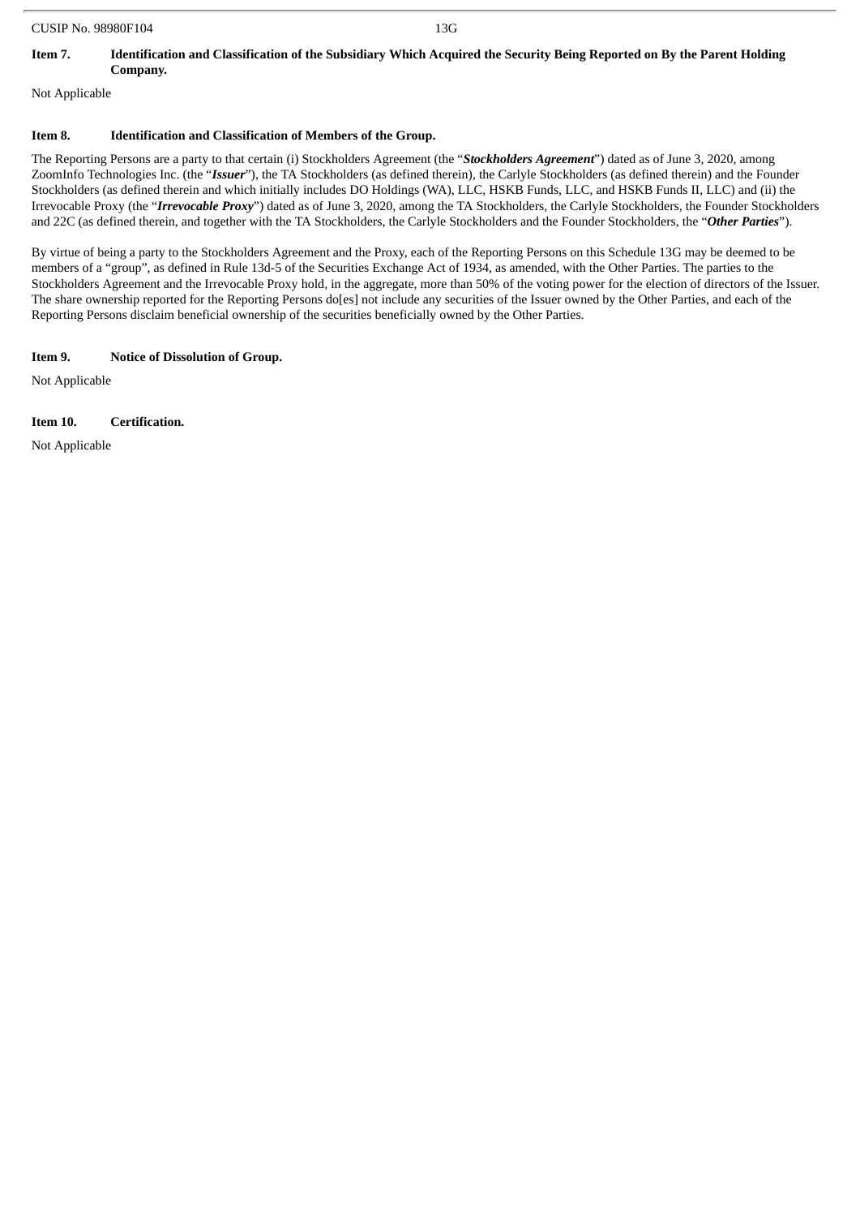**Item 7. Identification and Classification of the Subsidiary Which Acquired the Security Being Reported on By the Parent Holding Company.**

Not Applicable

**Item 8. Identification and Classification of Members of the Group.**

The Reporting Persons are a party to that certain (i) Stockholders Agreement (the "***Stockholders Agreement***") dated as of June 3, 2020, among ZoomInfo Technologies Inc. (the "***Issuer***"), the TA Stockholders (as defined therein), the Carlyle Stockholders (as defined therein) and the Founder Stockholders (as defined therein and which initially includes DO Holdings (WA), LLC, HSKB Funds, LLC, and HSKB Funds II, LLC) and (ii) the Irrevocable Proxy (the "***Irrevocable Proxy***") dated as of June 3, 2020, among the TA Stockholders, the Carlyle Stockholders, the Founder Stockholders and 22C (as defined therein, and together with the TA Stockholders, the Carlyle Stockholders and the Founder Stockholders, the "***Other Parties***").

By virtue of being a party to the Stockholders Agreement and the Proxy, each of the Reporting Persons on this Schedule 13G may be deemed to be members of a "group", as defined in Rule 13d-5 of the Securities Exchange Act of 1934, as amended, with the Other Parties. The parties to the Stockholders Agreement and the Irrevocable Proxy hold, in the aggregate, more than 50% of the voting power for the election of directors of the Issuer. The share ownership reported for the Reporting Persons do[es] not include any securities of the Issuer owned by the Other Parties, and each of the Reporting Persons disclaim beneficial ownership of the securities beneficially owned by the Other Parties.

**Item 9. Notice of Dissolution of Group.**

Not Applicable

**Item 10. Certification.**

Not Applicable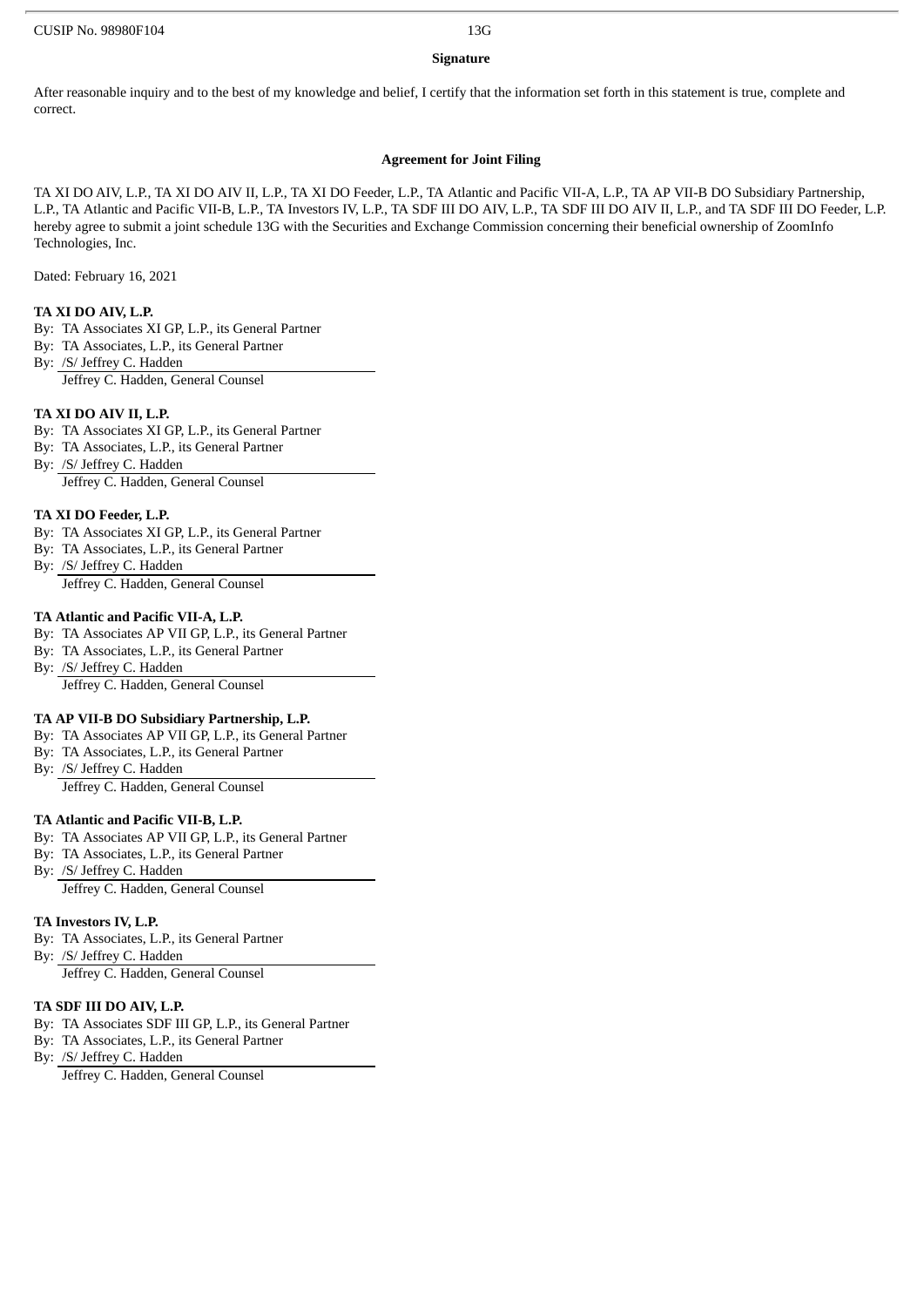**Signature**

After reasonable inquiry and to the best of my knowledge and belief, I certify that the information set forth in this statement is true, complete and correct.

**Agreement for Joint Filing**

TA XI DO AIV, L.P., TA XI DO AIV II, L.P., TA XI DO Feeder, L.P., TA Atlantic and Pacific VII-A, L.P., TA AP VII-B DO Subsidiary Partnership, L.P., TA Atlantic and Pacific VII-B, L.P., TA Investors IV, L.P., TA SDF III DO AIV, L.P., TA SDF III DO AIV II, L.P., and TA SDF III DO Feeder, L.P. hereby agree to submit a joint schedule 13G with the Securities and Exchange Commission concerning their beneficial ownership of ZoomInfo Technologies, Inc.

Dated: February 16, 2021

**TA XI DO AIV, L.P.**

By: TA Associates XI GP, L.P., its General Partner
By: TA Associates, L.P., its General Partner
By: /S/ Jeffrey C. Hadden
Jeffrey C. Hadden, General Counsel

**TA XI DO AIV II, L.P.**

By: TA Associates XI GP, L.P., its General Partner
By: TA Associates, L.P., its General Partner
By: /S/ Jeffrey C. Hadden
Jeffrey C. Hadden, General Counsel

**TA XI DO Feeder, L.P.**

By: TA Associates XI GP, L.P., its General Partner
By: TA Associates, L.P., its General Partner
By: /S/ Jeffrey C. Hadden
Jeffrey C. Hadden, General Counsel

**TA Atlantic and Pacific VII-A, L.P.**

By: TA Associates AP VII GP, L.P., its General Partner
By: TA Associates, L.P., its General Partner
By: /S/ Jeffrey C. Hadden
Jeffrey C. Hadden, General Counsel

**TA AP VII-B DO Subsidiary Partnership, L.P.**

By: TA Associates AP VII GP, L.P., its General Partner
By: TA Associates, L.P., its General Partner
By: /S/ Jeffrey C. Hadden
Jeffrey C. Hadden, General Counsel

**TA Atlantic and Pacific VII-B, L.P.**

By: TA Associates AP VII GP, L.P., its General Partner
By: TA Associates, L.P., its General Partner
By: /S/ Jeffrey C. Hadden
Jeffrey C. Hadden, General Counsel

**TA Investors IV, L.P.**

By: TA Associates, L.P., its General Partner
By: /S/ Jeffrey C. Hadden
Jeffrey C. Hadden, General Counsel

**TA SDF III DO AIV, L.P.**

By: TA Associates SDF III GP, L.P., its General Partner
By: TA Associates, L.P., its General Partner
By: /S/ Jeffrey C. Hadden
Jeffrey C. Hadden, General Counsel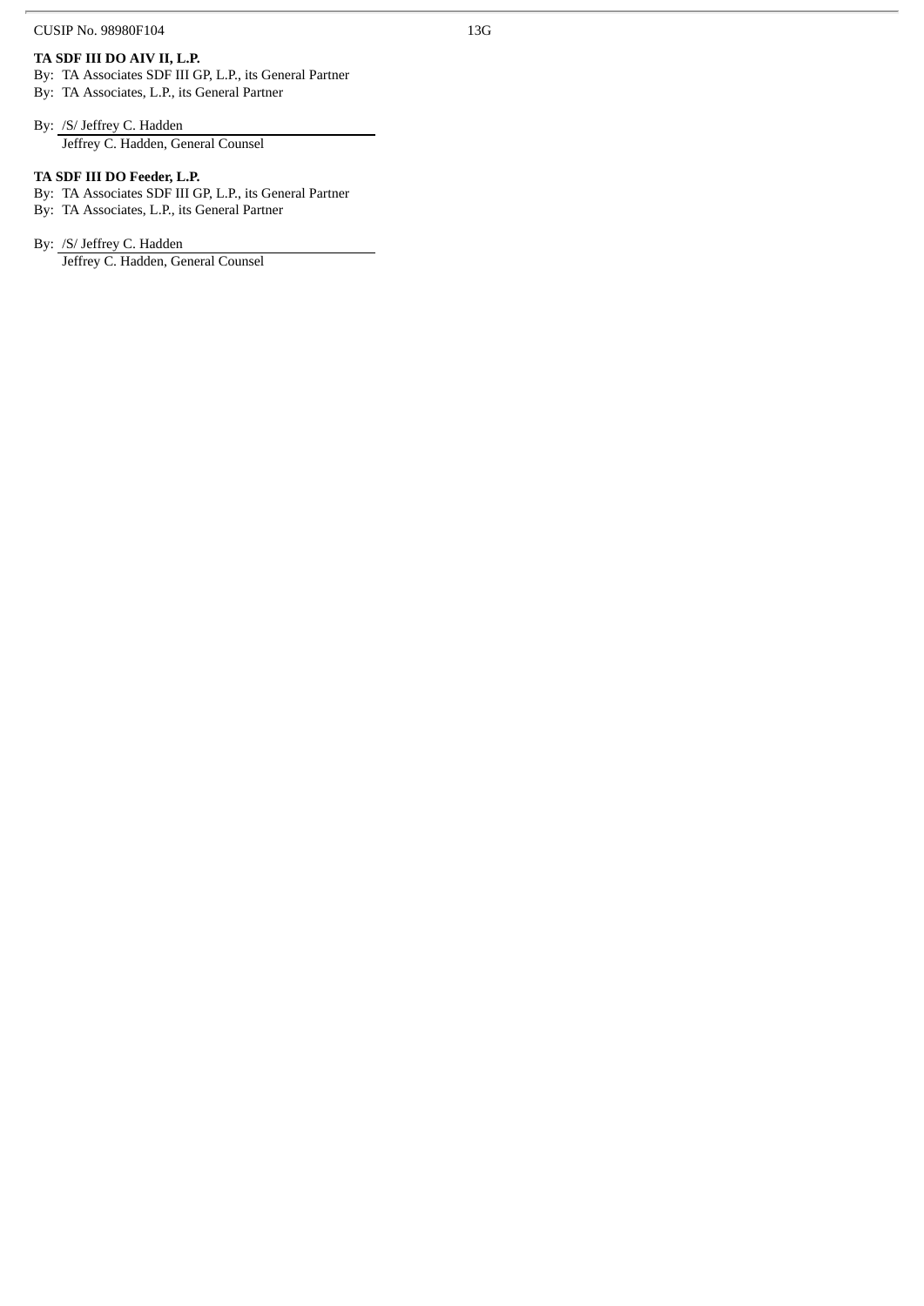**TA SDF III DO AIV II, L.P.**

By: TA Associates SDF III GP, L.P., its General Partner

By: TA Associates, L.P., its General Partner

By: /S/ Jeffrey C. Hadden

Jeffrey C. Hadden, General Counsel

**TA SDF III DO Feeder, L.P.**

By: TA Associates SDF III GP, L.P., its General Partner

By: TA Associates, L.P., its General Partner

By: /S/ Jeffrey C. Hadden

Jeffrey C. Hadden, General Counsel